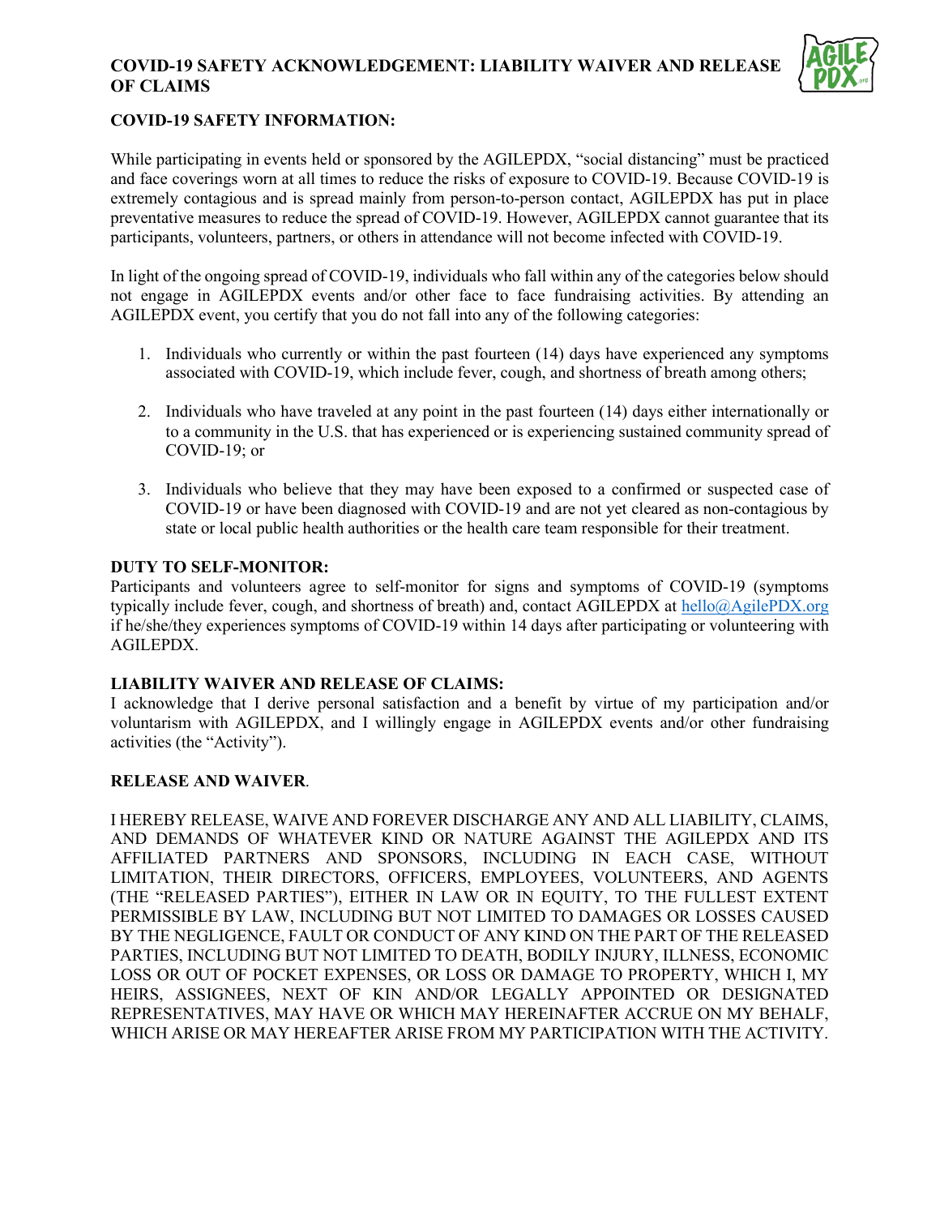# COVID-19 SAFETY ACKNOWLEDGEMENT: LIABILITY WAIVER AND RELEASE OF CLAIMS

## COVID-19 SAFETY INFORMATION:

While participating in events held or sponsored by the AGILEPDX, "social distancing" must be practiced and face coverings worn at all times to reduce the risks of exposure to COVID-19. Because COVID-19 is extremely contagious and is spread mainly from person-to-person contact, AGILEPDX has put in place preventative measures to reduce the spread of COVID-19. However, AGILEPDX cannot guarantee that its participants, volunteers, partners, or others in attendance will not become infected with COVID-19.

In light of the ongoing spread of COVID-19, individuals who fall within any of the categories below should not engage in AGILEPDX events and/or other face to face fundraising activities. By attending an AGILEPDX event, you certify that you do not fall into any of the following categories:

1. Individuals who currently or within the past fourteen (14) days have experienced any symptoms associated with COVID-19, which include fever, cough, and shortness of breath among others;

2. Individuals who have traveled at any point in the past fourteen (14) days either internationally or to a community in the U.S. that has experienced or is experiencing sustained community spread of COVID-19; or

3. Individuals who believe that they may have been exposed to a confirmed or suspected case of COVID-19 or have been diagnosed with COVID-19 and are not yet cleared as non-contagious by state or local public health authorities or the health care team responsible for their treatment.

## DUTY TO SELF-MONITOR:

Participants and volunteers agree to self-monitor for signs and symptoms of COVID-19 (symptoms typically include fever, cough, and shortness of breath) and, contact AGILEPDX at hello@AgilePDX.org if he/she/they experiences symptoms of COVID-19 within 14 days after participating or volunteering with AGILEPDX.

## LIABILITY WAIVER AND RELEASE OF CLAIMS:

I acknowledge that I derive personal satisfaction and a benefit by virtue of my participation and/or voluntarism with AGILEPDX, and I willingly engage in AGILEPDX events and/or other fundraising activities (the "Activity").

## RELEASE AND WAIVER.

I HEREBY RELEASE, WAIVE AND FOREVER DISCHARGE ANY AND ALL LIABILITY, CLAIMS, AND DEMANDS OF WHATEVER KIND OR NATURE AGAINST THE AGILEPDX AND ITS AFFILIATED PARTNERS AND SPONSORS, INCLUDING IN EACH CASE, WITHOUT LIMITATION, THEIR DIRECTORS, OFFICERS, EMPLOYEES, VOLUNTEERS, AND AGENTS (THE "RELEASED PARTIES"), EITHER IN LAW OR IN EQUITY, TO THE FULLEST EXTENT PERMISSIBLE BY LAW, INCLUDING BUT NOT LIMITED TO DAMAGES OR LOSSES CAUSED BY THE NEGLIGENCE, FAULT OR CONDUCT OF ANY KIND ON THE PART OF THE RELEASED PARTIES, INCLUDING BUT NOT LIMITED TO DEATH, BODILY INJURY, ILLNESS, ECONOMIC LOSS OR OUT OF POCKET EXPENSES, OR LOSS OR DAMAGE TO PROPERTY, WHICH I, MY HEIRS, ASSIGNEES, NEXT OF KIN AND/OR LEGALLY APPOINTED OR DESIGNATED REPRESENTATIVES, MAY HAVE OR WHICH MAY HEREINAFTER ACCRUE ON MY BEHALF, WHICH ARISE OR MAY HEREAFTER ARISE FROM MY PARTICIPATION WITH THE ACTIVITY.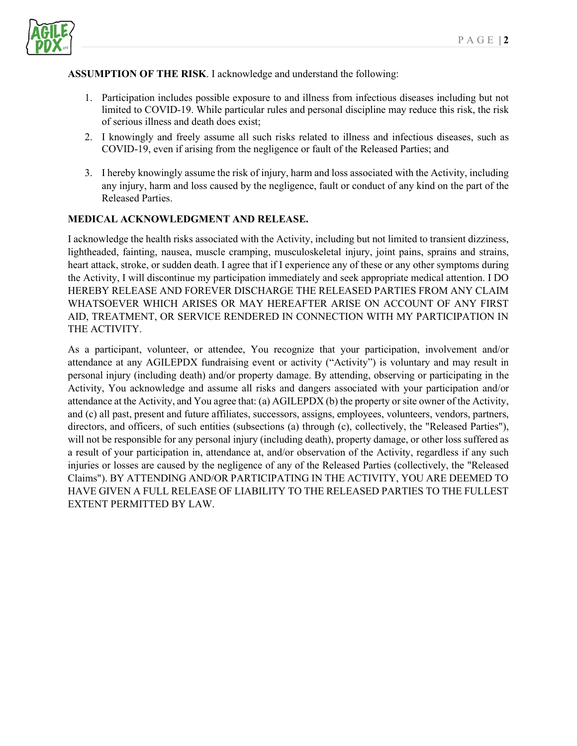**ASSUMPTION OF THE RISK**. I acknowledge and understand the following:

1. Participation includes possible exposure to and illness from infectious diseases including but not limited to COVID-19. While particular rules and personal discipline may reduce this risk, the risk of serious illness and death does exist;
2. I knowingly and freely assume all such risks related to illness and infectious diseases, such as COVID-19, even if arising from the negligence or fault of the Released Parties; and
3. I hereby knowingly assume the risk of injury, harm and loss associated with the Activity, including any injury, harm and loss caused by the negligence, fault or conduct of any kind on the part of the Released Parties.

**MEDICAL ACKNOWLEDGMENT AND RELEASE.**

I acknowledge the health risks associated with the Activity, including but not limited to transient dizziness, lightheaded, fainting, nausea, muscle cramping, musculoskeletal injury, joint pains, sprains and strains, heart attack, stroke, or sudden death. I agree that if I experience any of these or any other symptoms during the Activity, I will discontinue my participation immediately and seek appropriate medical attention. I DO HEREBY RELEASE AND FOREVER DISCHARGE THE RELEASED PARTIES FROM ANY CLAIM WHATSOEVER WHICH ARISES OR MAY HEREAFTER ARISE ON ACCOUNT OF ANY FIRST AID, TREATMENT, OR SERVICE RENDERED IN CONNECTION WITH MY PARTICIPATION IN THE ACTIVITY.

As a participant, volunteer, or attendee, You recognize that your participation, involvement and/or attendance at any AGILEPDX fundraising event or activity ("Activity") is voluntary and may result in personal injury (including death) and/or property damage. By attending, observing or participating in the Activity, You acknowledge and assume all risks and dangers associated with your participation and/or attendance at the Activity, and You agree that: (a) AGILEPDX (b) the property or site owner of the Activity, and (c) all past, present and future affiliates, successors, assigns, employees, volunteers, vendors, partners, directors, and officers, of such entities (subsections (a) through (c), collectively, the "Released Parties"), will not be responsible for any personal injury (including death), property damage, or other loss suffered as a result of your participation in, attendance at, and/or observation of the Activity, regardless if any such injuries or losses are caused by the negligence of any of the Released Parties (collectively, the "Released Claims"). BY ATTENDING AND/OR PARTICIPATING IN THE ACTIVITY, YOU ARE DEEMED TO HAVE GIVEN A FULL RELEASE OF LIABILITY TO THE RELEASED PARTIES TO THE FULLEST EXTENT PERMITTED BY LAW.